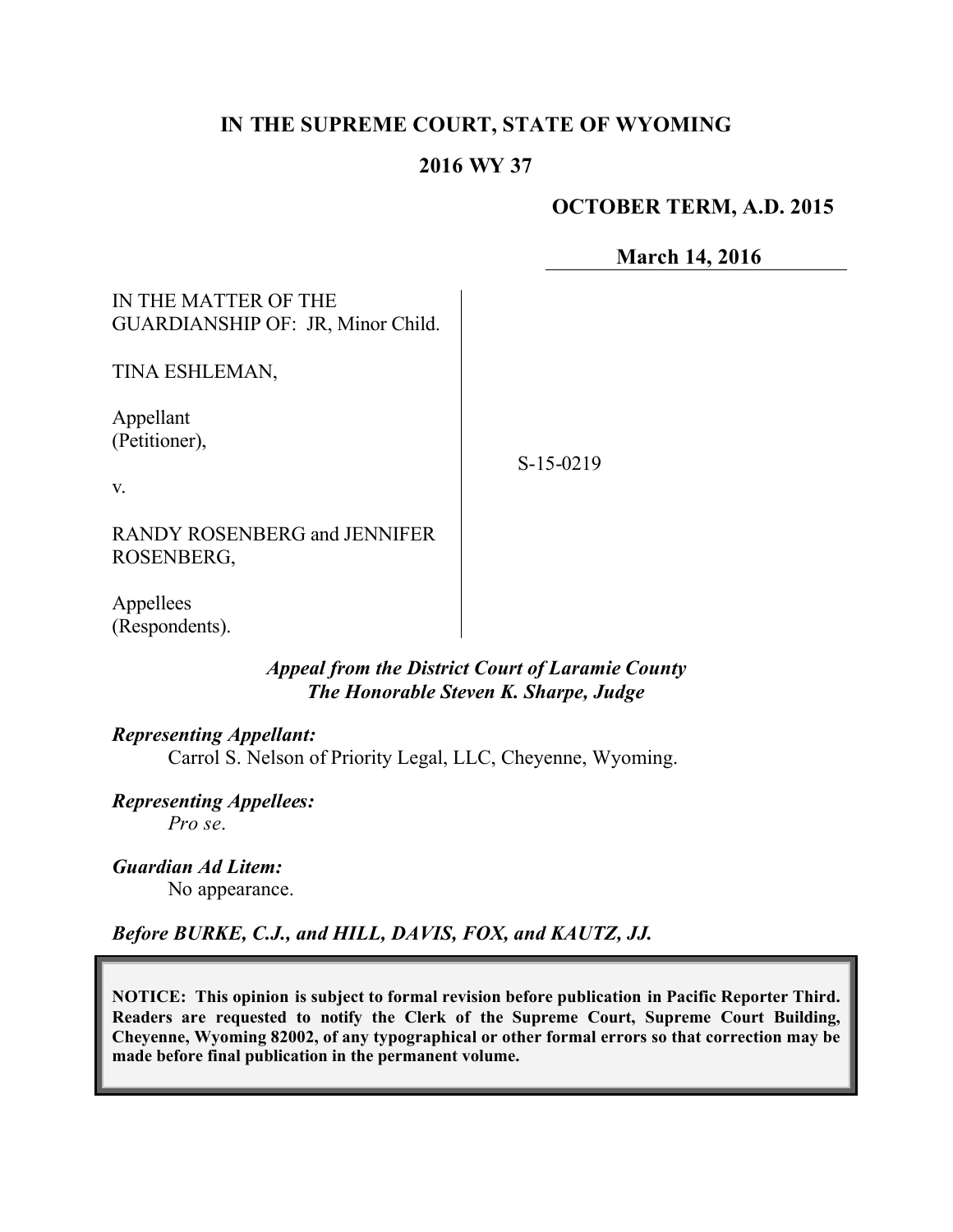# IN THE SUPREME COURT, STATE OF WYOMING

## 2016 WY 37

**OCTOBER TERM, A.D. 2015**

**March 14, 2016**

IN THE MATTER OF THE GUARDIANSHIP OF: JR, Minor Child.

TINA ESHLEMAN,

Appellant
(Petitioner),

v.

RANDY ROSENBERG and JENNIFER ROSENBERG,

Appellees
(Respondents).

S-15-0219

***Appeal from the District Court of Laramie County***
***The Honorable Steven K. Sharpe, Judge***

***Representing Appellant:***
Carrol S. Nelson of Priority Legal, LLC, Cheyenne, Wyoming.

***Representing Appellees:***
*Pro se*.

***Guardian Ad Litem:***
No appearance.

***Before BURKE, C.J., and HILL, DAVIS, FOX, and KAUTZ, JJ.***

**NOTICE: This opinion is subject to formal revision before publication in Pacific Reporter Third. Readers are requested to notify the Clerk of the Supreme Court, Supreme Court Building, Cheyenne, Wyoming 82002, of any typographical or other formal errors so that correction may be made before final publication in the permanent volume.**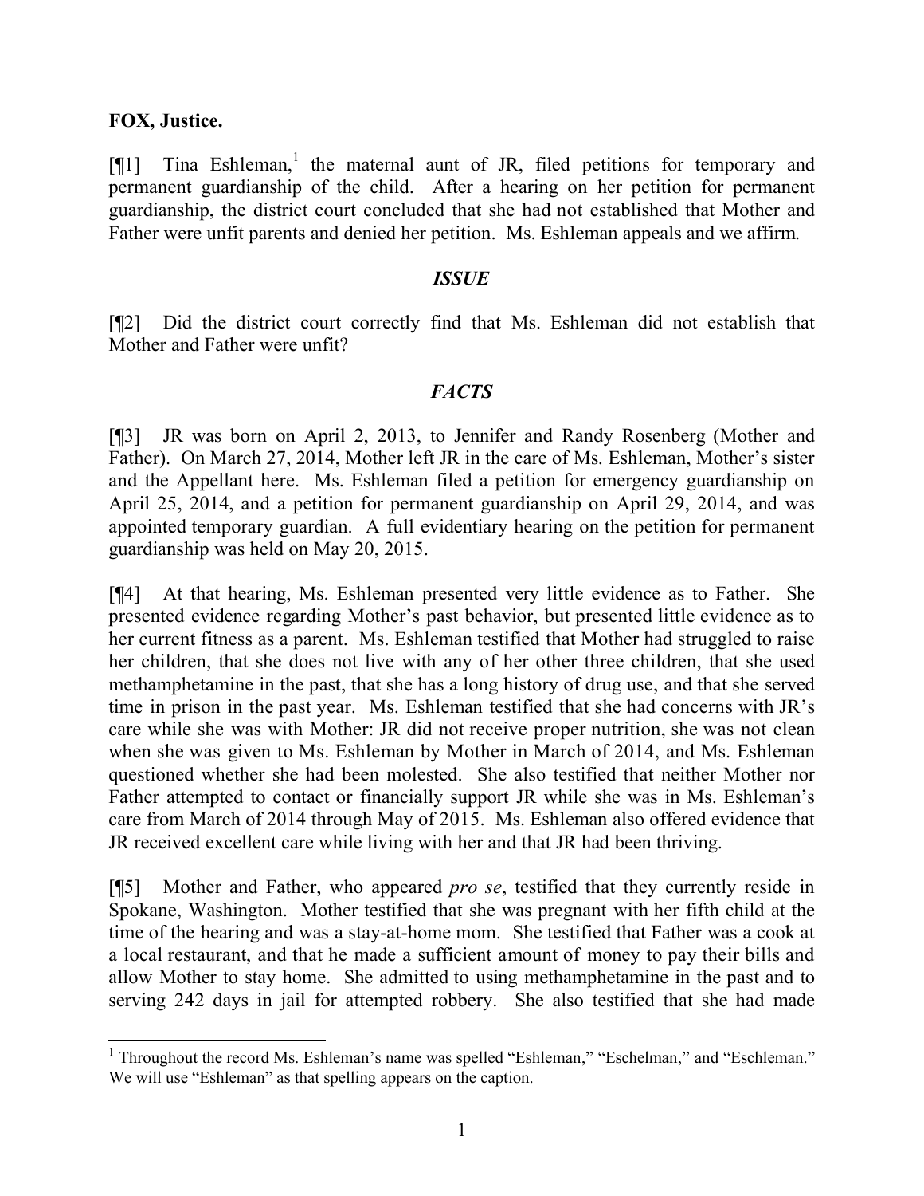**FOX, Justice.**

[¶1] Tina Eshleman,[1] the maternal aunt of JR, filed petitions for temporary and permanent guardianship of the child. After a hearing on her petition for permanent guardianship, the district court concluded that she had not established that Mother and Father were unfit parents and denied her petition. Ms. Eshleman appeals and we affirm.

### *ISSUE*

[¶2] Did the district court correctly find that Ms. Eshleman did not establish that Mother and Father were unfit?

### *FACTS*

[¶3] JR was born on April 2, 2013, to Jennifer and Randy Rosenberg (Mother and Father). On March 27, 2014, Mother left JR in the care of Ms. Eshleman, Mother's sister and the Appellant here. Ms. Eshleman filed a petition for emergency guardianship on April 25, 2014, and a petition for permanent guardianship on April 29, 2014, and was appointed temporary guardian. A full evidentiary hearing on the petition for permanent guardianship was held on May 20, 2015.

[¶4] At that hearing, Ms. Eshleman presented very little evidence as to Father. She presented evidence regarding Mother's past behavior, but presented little evidence as to her current fitness as a parent. Ms. Eshleman testified that Mother had struggled to raise her children, that she does not live with any of her other three children, that she used methamphetamine in the past, that she has a long history of drug use, and that she served time in prison in the past year. Ms. Eshleman testified that she had concerns with JR's care while she was with Mother: JR did not receive proper nutrition, she was not clean when she was given to Ms. Eshleman by Mother in March of 2014, and Ms. Eshleman questioned whether she had been molested. She also testified that neither Mother nor Father attempted to contact or financially support JR while she was in Ms. Eshleman's care from March of 2014 through May of 2015. Ms. Eshleman also offered evidence that JR received excellent care while living with her and that JR had been thriving.

[¶5] Mother and Father, who appeared *pro se*, testified that they currently reside in Spokane, Washington. Mother testified that she was pregnant with her fifth child at the time of the hearing and was a stay-at-home mom. She testified that Father was a cook at a local restaurant, and that he made a sufficient amount of money to pay their bills and allow Mother to stay home. She admitted to using methamphetamine in the past and to serving 242 days in jail for attempted robbery. She also testified that she had made

---

[1] Throughout the record Ms. Eshleman's name was spelled "Eshleman," "Eschelman," and "Eschleman." We will use "Eshleman" as that spelling appears on the caption.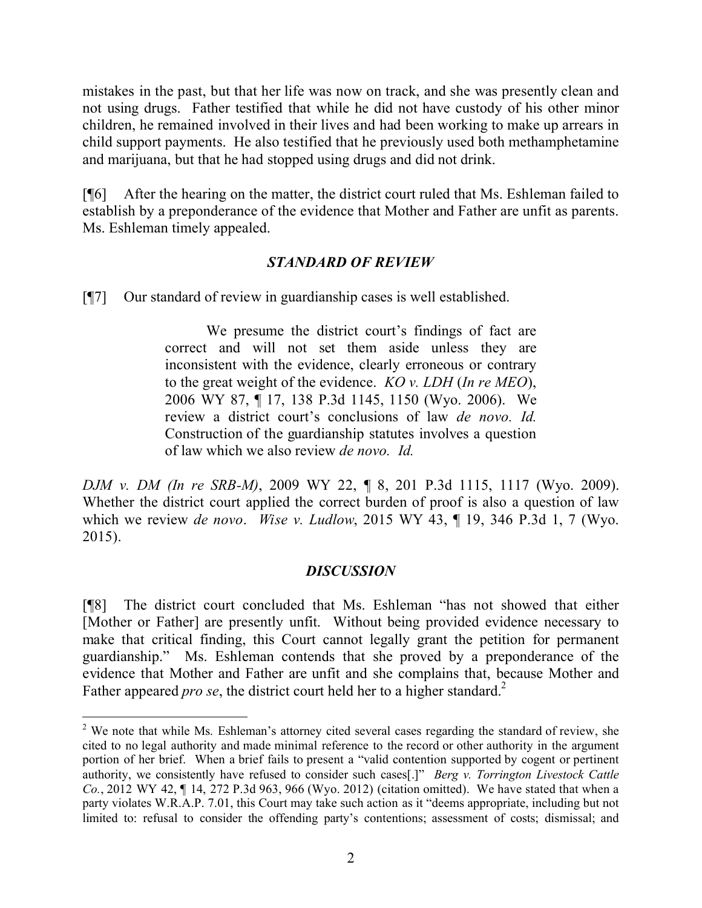mistakes in the past, but that her life was now on track, and she was presently clean and not using drugs. Father testified that while he did not have custody of his other minor children, he remained involved in their lives and had been working to make up arrears in child support payments. He also testified that he previously used both methamphetamine and marijuana, but that he had stopped using drugs and did not drink.

[¶6] After the hearing on the matter, the district court ruled that Ms. Eshleman failed to establish by a preponderance of the evidence that Mother and Father are unfit as parents. Ms. Eshleman timely appealed.

### *STANDARD OF REVIEW*

[¶7] Our standard of review in guardianship cases is well established.

> We presume the district court's findings of fact are correct and will not set them aside unless they are inconsistent with the evidence, clearly erroneous or contrary to the great weight of the evidence. *KO v. LDH* (*In re MEO*), 2006 WY 87, ¶ 17, 138 P.3d 1145, 1150 (Wyo. 2006). We review a district court's conclusions of law *de novo*. *Id.* Construction of the guardianship statutes involves a question of law which we also review *de novo*. *Id.*

*DJM v. DM (In re SRB-M)*, 2009 WY 22, ¶ 8, 201 P.3d 1115, 1117 (Wyo. 2009). Whether the district court applied the correct burden of proof is also a question of law which we review *de novo*. *Wise v. Ludlow*, 2015 WY 43, ¶ 19, 346 P.3d 1, 7 (Wyo. 2015).

### *DISCUSSION*

[¶8] The district court concluded that Ms. Eshleman "has not showed that either [Mother or Father] are presently unfit. Without being provided evidence necessary to make that critical finding, this Court cannot legally grant the petition for permanent guardianship." Ms. Eshleman contends that she proved by a preponderance of the evidence that Mother and Father are unfit and she complains that, because Mother and Father appeared *pro se*, the district court held her to a higher standard.[2]

---

[2] We note that while Ms. Eshleman's attorney cited several cases regarding the standard of review, she cited to no legal authority and made minimal reference to the record or other authority in the argument portion of her brief. When a brief fails to present a "valid contention supported by cogent or pertinent authority, we consistently have refused to consider such cases[.]" *Berg v. Torrington Livestock Cattle Co.*, 2012 WY 42, ¶ 14, 272 P.3d 963, 966 (Wyo. 2012) (citation omitted). We have stated that when a party violates W.R.A.P. 7.01, this Court may take such action as it "deems appropriate, including but not limited to: refusal to consider the offending party's contentions; assessment of costs; dismissal; and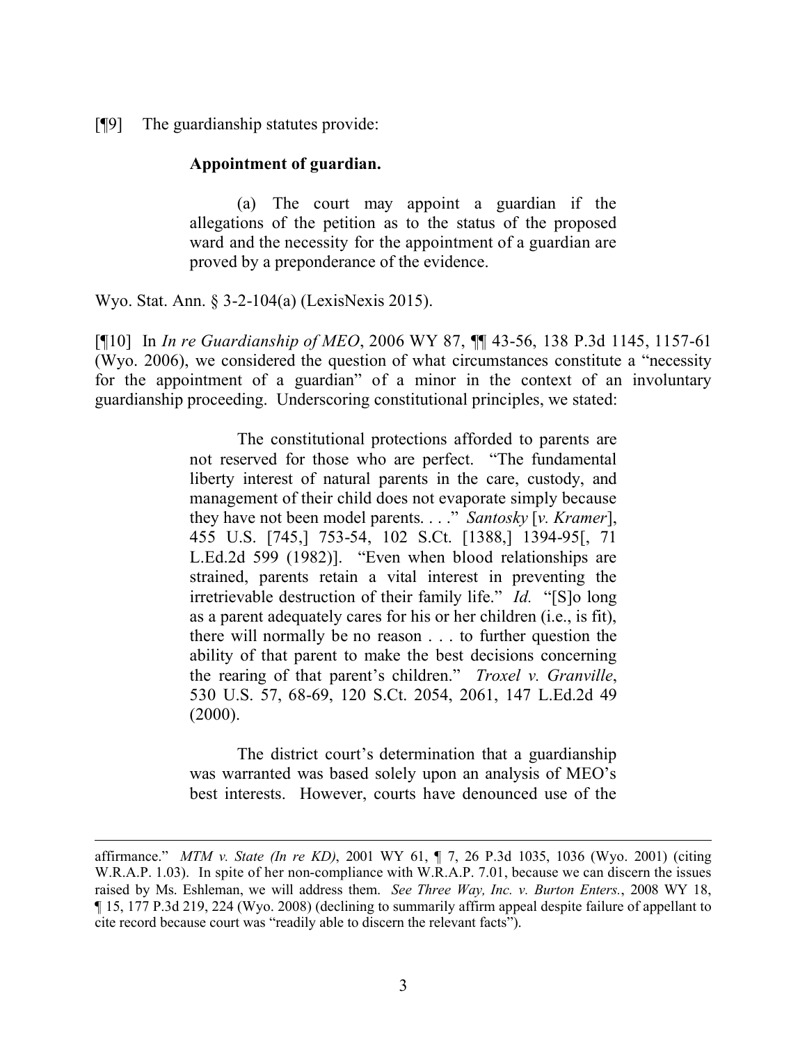[¶9] The guardianship statutes provide:

> **Appointment of guardian.**
>
> (a) The court may appoint a guardian if the allegations of the petition as to the status of the proposed ward and the necessity for the appointment of a guardian are proved by a preponderance of the evidence.

Wyo. Stat. Ann. § 3-2-104(a) (LexisNexis 2015).

[¶10] In *In re Guardianship of MEO*, 2006 WY 87, ¶¶ 43-56, 138 P.3d 1145, 1157-61 (Wyo. 2006), we considered the question of what circumstances constitute a "necessity for the appointment of a guardian" of a minor in the context of an involuntary guardianship proceeding. Underscoring constitutional principles, we stated:

> The constitutional protections afforded to parents are not reserved for those who are perfect. "The fundamental liberty interest of natural parents in the care, custody, and management of their child does not evaporate simply because they have not been model parents. . . ." *Santosky* [*v. Kramer*], 455 U.S. [745,] 753-54, 102 S.Ct. [1388,] 1394-95[, 71 L.Ed.2d 599 (1982)]. "Even when blood relationships are strained, parents retain a vital interest in preventing the irretrievable destruction of their family life." *Id.* "[S]o long as a parent adequately cares for his or her children (i.e., is fit), there will normally be no reason . . . to further question the ability of that parent to make the best decisions concerning the rearing of that parent's children." *Troxel v. Granville*, 530 U.S. 57, 68-69, 120 S.Ct. 2054, 2061, 147 L.Ed.2d 49 (2000).
>
> The district court's determination that a guardianship was warranted was based solely upon an analysis of MEO's best interests. However, courts have denounced use of the

---

affirmance." *MTM v. State (In re KD)*, 2001 WY 61, ¶ 7, 26 P.3d 1035, 1036 (Wyo. 2001) (citing W.R.A.P. 1.03). In spite of her non-compliance with W.R.A.P. 7.01, because we can discern the issues raised by Ms. Eshleman, we will address them. *See Three Way, Inc. v. Burton Enters.*, 2008 WY 18, ¶ 15, 177 P.3d 219, 224 (Wyo. 2008) (declining to summarily affirm appeal despite failure of appellant to cite record because court was "readily able to discern the relevant facts").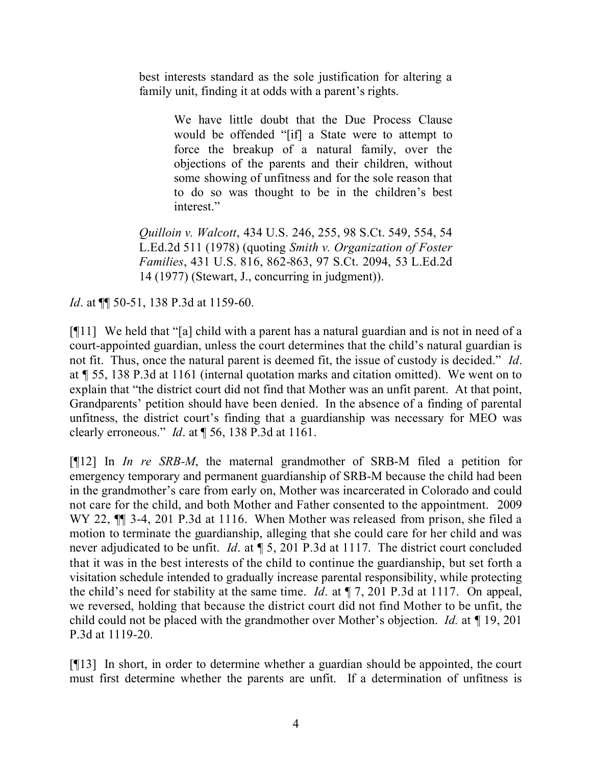best interests standard as the sole justification for altering a family unit, finding it at odds with a parent's rights.

> > We have little doubt that the Due Process Clause would be offended "[if] a State were to attempt to force the breakup of a natural family, over the objections of the parents and their children, without some showing of unfitness and for the sole reason that to do so was thought to be in the children's best interest."
>
> *Quilloin v. Walcott*, 434 U.S. 246, 255, 98 S.Ct. 549, 554, 54 L.Ed.2d 511 (1978) (quoting *Smith v. Organization of Foster Families*, 431 U.S. 816, 862-863, 97 S.Ct. 2094, 53 L.Ed.2d 14 (1977) (Stewart, J., concurring in judgment)).

*Id*. at ¶¶ 50-51, 138 P.3d at 1159-60.

[¶11] We held that "[a] child with a parent has a natural guardian and is not in need of a court-appointed guardian, unless the court determines that the child's natural guardian is not fit. Thus, once the natural parent is deemed fit, the issue of custody is decided." *Id*. at ¶ 55, 138 P.3d at 1161 (internal quotation marks and citation omitted). We went on to explain that "the district court did not find that Mother was an unfit parent. At that point, Grandparents' petition should have been denied. In the absence of a finding of parental unfitness, the district court's finding that a guardianship was necessary for MEO was clearly erroneous." *Id*. at ¶ 56, 138 P.3d at 1161.

[¶12] In *In re SRB-M*, the maternal grandmother of SRB-M filed a petition for emergency temporary and permanent guardianship of SRB-M because the child had been in the grandmother's care from early on, Mother was incarcerated in Colorado and could not care for the child, and both Mother and Father consented to the appointment. 2009 WY 22, ¶¶ 3-4, 201 P.3d at 1116. When Mother was released from prison, she filed a motion to terminate the guardianship, alleging that she could care for her child and was never adjudicated to be unfit. *Id*. at ¶ 5, 201 P.3d at 1117. The district court concluded that it was in the best interests of the child to continue the guardianship, but set forth a visitation schedule intended to gradually increase parental responsibility, while protecting the child's need for stability at the same time. *Id*. at ¶ 7, 201 P.3d at 1117. On appeal, we reversed, holding that because the district court did not find Mother to be unfit, the child could not be placed with the grandmother over Mother's objection. *Id.* at ¶ 19, 201 P.3d at 1119-20.

[¶13] In short, in order to determine whether a guardian should be appointed, the court must first determine whether the parents are unfit. If a determination of unfitness is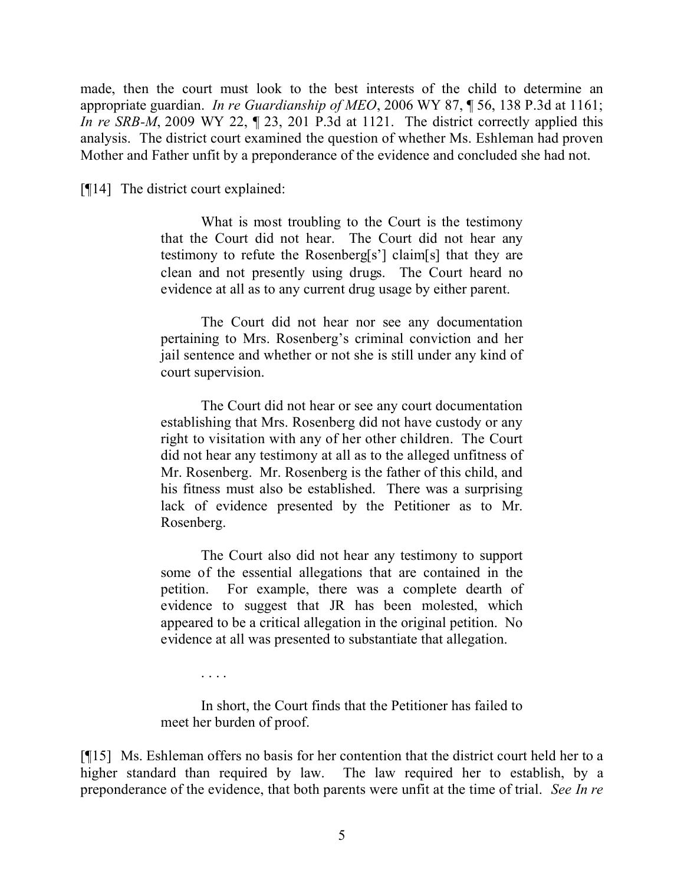made, then the court must look to the best interests of the child to determine an appropriate guardian. *In re Guardianship of MEO*, 2006 WY 87, ¶ 56, 138 P.3d at 1161; *In re SRB-M*, 2009 WY 22, ¶ 23, 201 P.3d at 1121. The district correctly applied this analysis. The district court examined the question of whether Ms. Eshleman had proven Mother and Father unfit by a preponderance of the evidence and concluded she had not.

[¶14] The district court explained:

> What is most troubling to the Court is the testimony that the Court did not hear. The Court did not hear any testimony to refute the Rosenberg[s'] claim[s] that they are clean and not presently using drugs. The Court heard no evidence at all as to any current drug usage by either parent.
>
> The Court did not hear nor see any documentation pertaining to Mrs. Rosenberg's criminal conviction and her jail sentence and whether or not she is still under any kind of court supervision.
>
> The Court did not hear or see any court documentation establishing that Mrs. Rosenberg did not have custody or any right to visitation with any of her other children. The Court did not hear any testimony at all as to the alleged unfitness of Mr. Rosenberg. Mr. Rosenberg is the father of this child, and his fitness must also be established. There was a surprising lack of evidence presented by the Petitioner as to Mr. Rosenberg.
>
> The Court also did not hear any testimony to support some of the essential allegations that are contained in the petition. For example, there was a complete dearth of evidence to suggest that JR has been molested, which appeared to be a critical allegation in the original petition. No evidence at all was presented to substantiate that allegation.
>
> . . . .
>
> In short, the Court finds that the Petitioner has failed to meet her burden of proof.

[¶15] Ms. Eshleman offers no basis for her contention that the district court held her to a higher standard than required by law. The law required her to establish, by a preponderance of the evidence, that both parents were unfit at the time of trial. *See In re*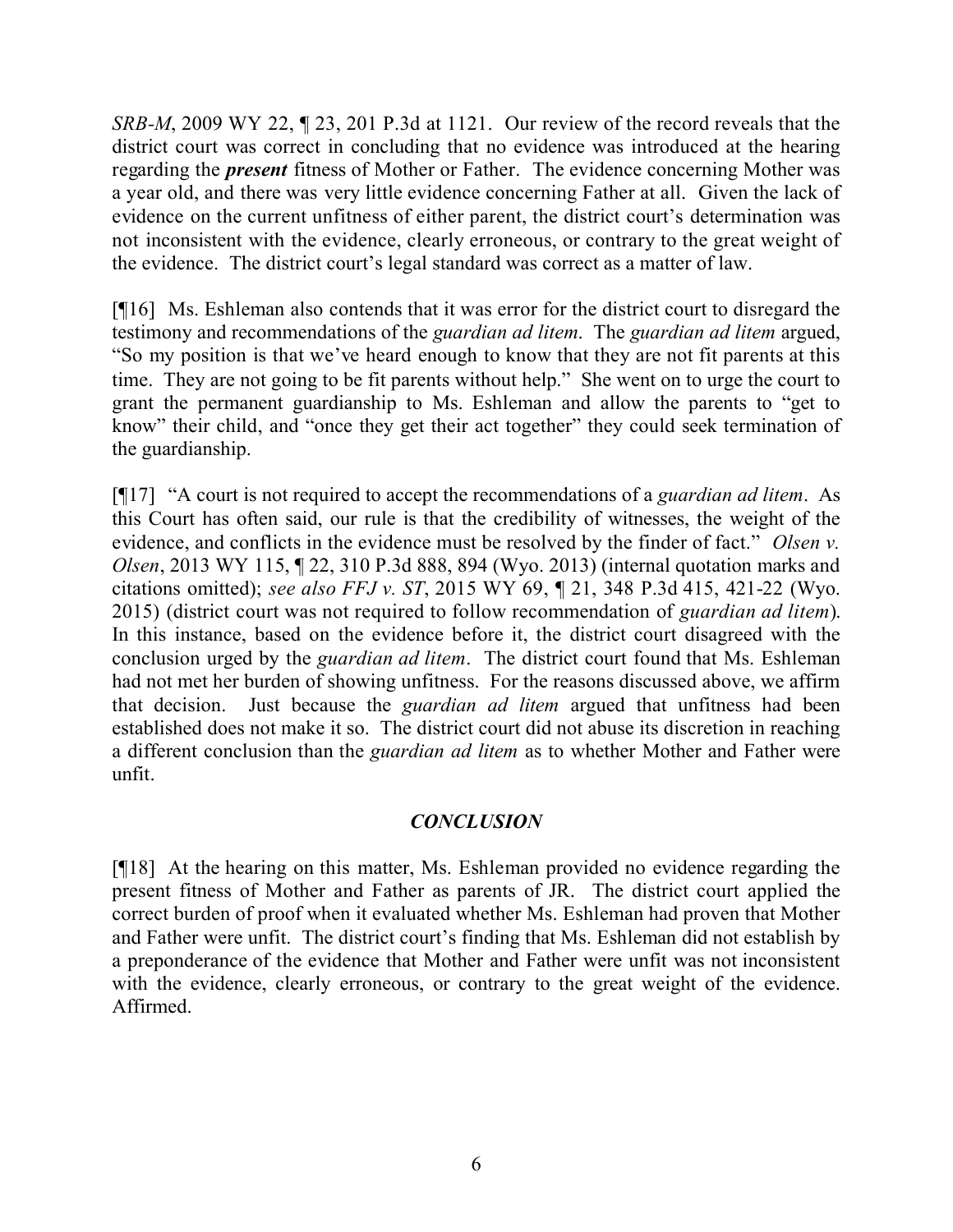*SRB-M*, 2009 WY 22, ¶ 23, 201 P.3d at 1121. Our review of the record reveals that the district court was correct in concluding that no evidence was introduced at the hearing regarding the ***present*** fitness of Mother or Father. The evidence concerning Mother was a year old, and there was very little evidence concerning Father at all. Given the lack of evidence on the current unfitness of either parent, the district court's determination was not inconsistent with the evidence, clearly erroneous, or contrary to the great weight of the evidence. The district court's legal standard was correct as a matter of law.

[¶16] Ms. Eshleman also contends that it was error for the district court to disregard the testimony and recommendations of the *guardian ad litem*. The *guardian ad litem* argued, "So my position is that we've heard enough to know that they are not fit parents at this time. They are not going to be fit parents without help." She went on to urge the court to grant the permanent guardianship to Ms. Eshleman and allow the parents to "get to know" their child, and "once they get their act together" they could seek termination of the guardianship.

[¶17] "A court is not required to accept the recommendations of a *guardian ad litem*. As this Court has often said, our rule is that the credibility of witnesses, the weight of the evidence, and conflicts in the evidence must be resolved by the finder of fact." *Olsen v. Olsen*, 2013 WY 115, ¶ 22, 310 P.3d 888, 894 (Wyo. 2013) (internal quotation marks and citations omitted); *see also FFJ v. ST*, 2015 WY 69, ¶ 21, 348 P.3d 415, 421-22 (Wyo. 2015) (district court was not required to follow recommendation of *guardian ad litem*). In this instance, based on the evidence before it, the district court disagreed with the conclusion urged by the *guardian ad litem*. The district court found that Ms. Eshleman had not met her burden of showing unfitness. For the reasons discussed above, we affirm that decision. Just because the *guardian ad litem* argued that unfitness had been established does not make it so. The district court did not abuse its discretion in reaching a different conclusion than the *guardian ad litem* as to whether Mother and Father were unfit.

## ***CONCLUSION***

[¶18] At the hearing on this matter, Ms. Eshleman provided no evidence regarding the present fitness of Mother and Father as parents of JR. The district court applied the correct burden of proof when it evaluated whether Ms. Eshleman had proven that Mother and Father were unfit. The district court's finding that Ms. Eshleman did not establish by a preponderance of the evidence that Mother and Father were unfit was not inconsistent with the evidence, clearly erroneous, or contrary to the great weight of the evidence. Affirmed.